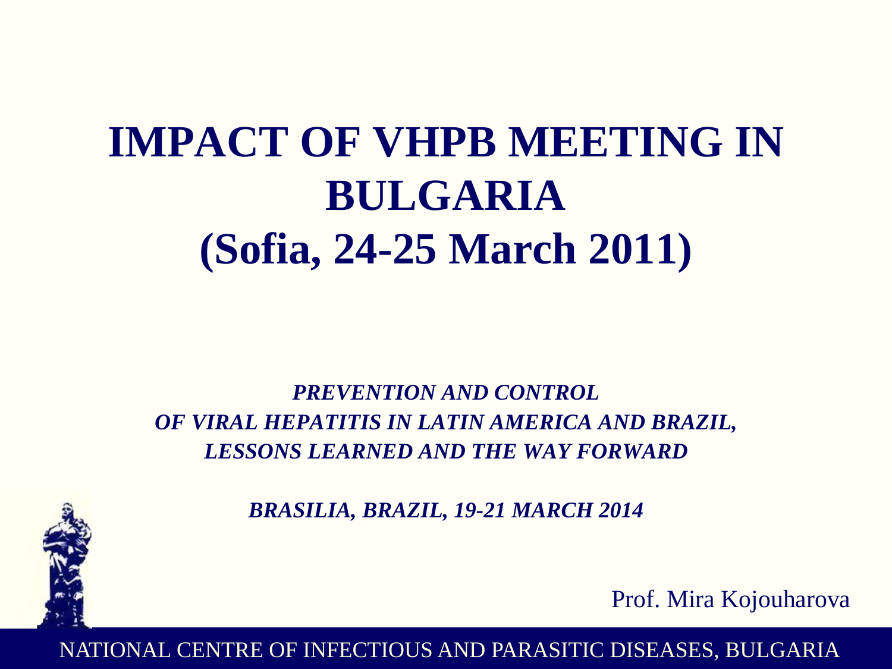# IMPACT OF VHPB MEETING IN BULGARIA (Sofia, 24-25 March 2011)

***PREVENTION AND CONTROL OF VIRAL HEPATITIS IN LATIN AMERICA AND BRAZIL, LESSONS LEARNED AND THE WAY FORWARD***

***BRASILIA, BRAZIL, 19-21 MARCH 2014***

Prof. Mira Kojouharova

NATIONAL CENTRE OF INFECTIOUS AND PARASITIC DISEASES, BULGARIA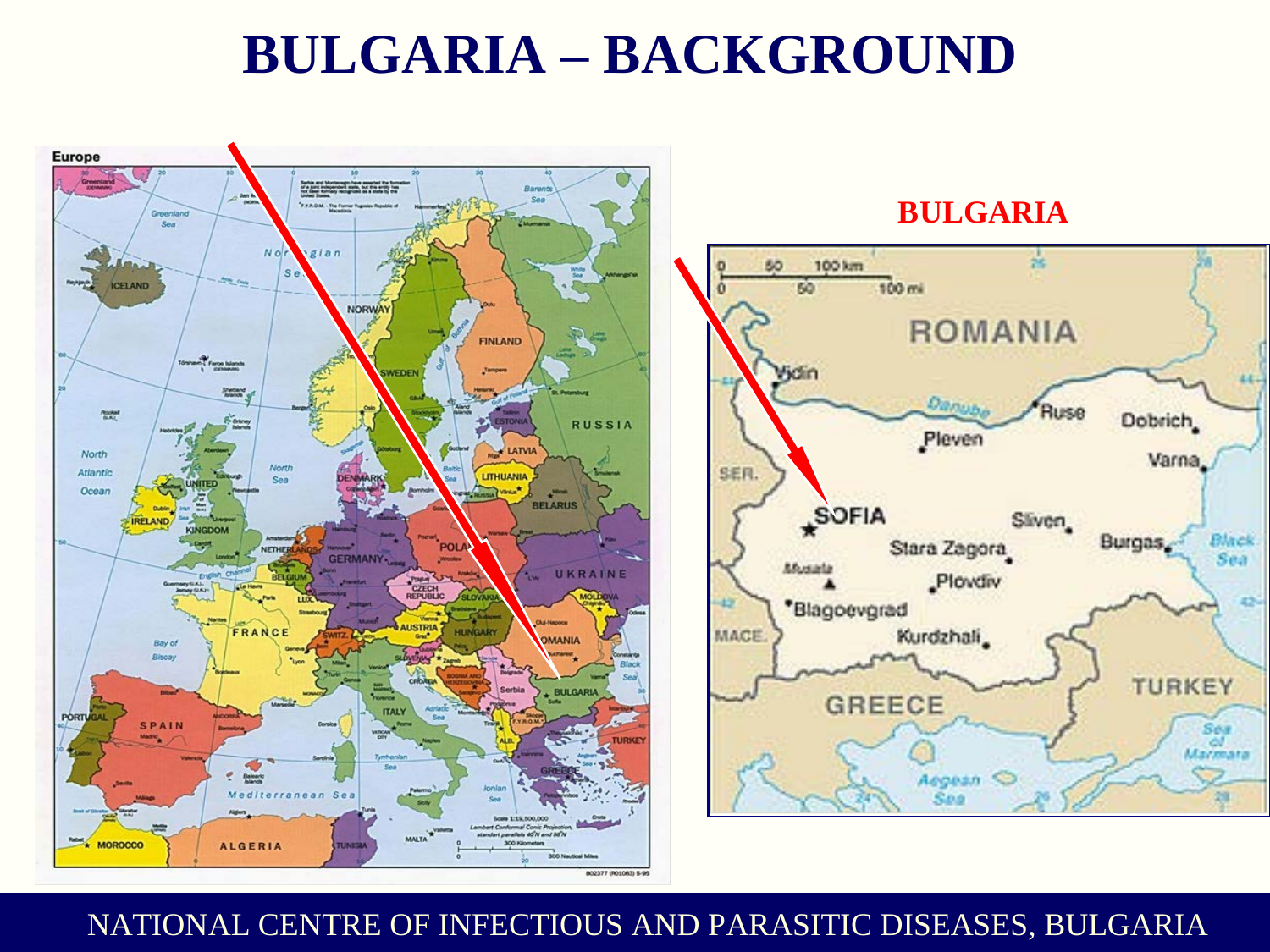# BULGARIA – BACKGROUND

**BULGARIA**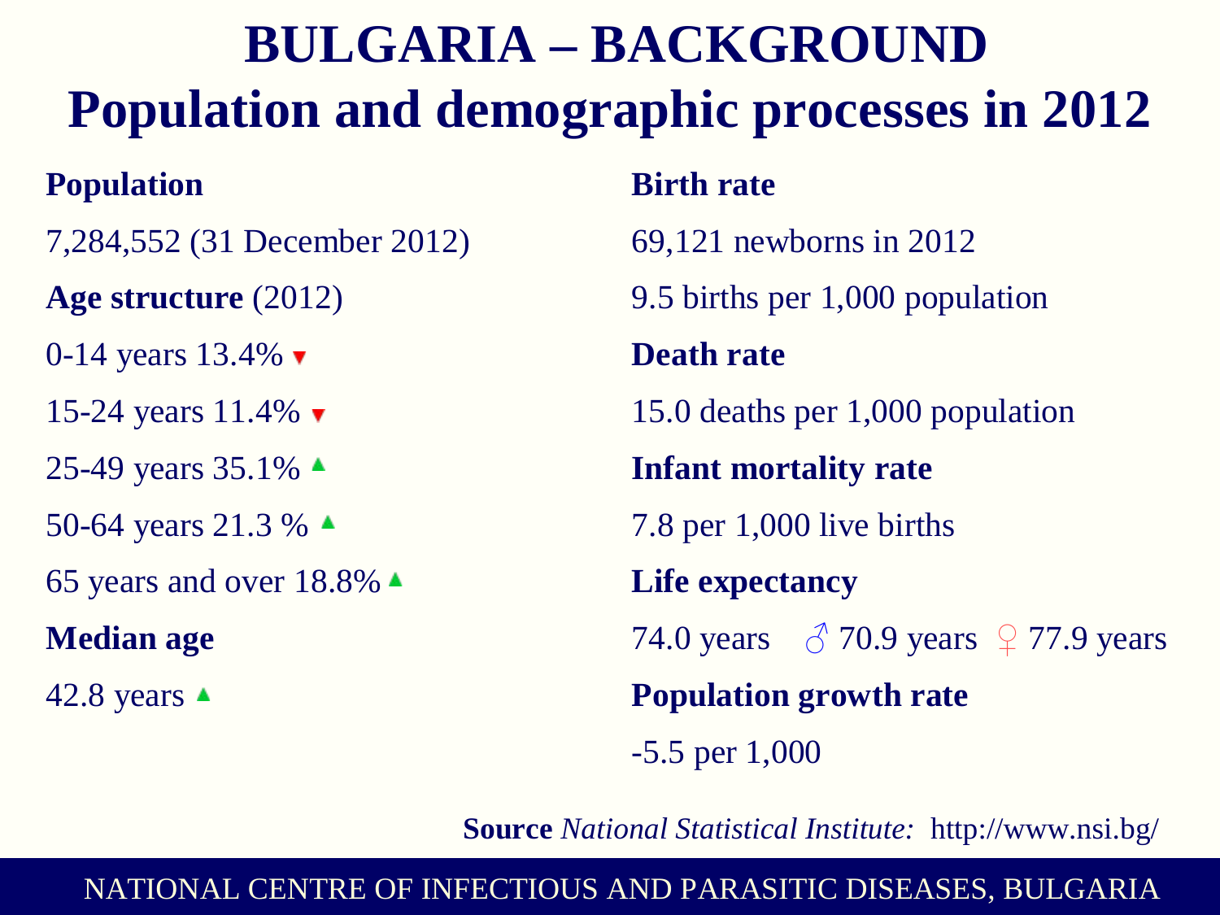# BULGARIA – BACKGROUND
# Population and demographic processes in 2012

**Population**

7,284,552 (31 December 2012)

**Age structure** (2012)

0-14 years 13.4% ▼

15-24 years 11.4% ▼

25-49 years 35.1% ▲

50-64 years 21.3 % ▲

65 years and over 18.8% ▲

**Median age**

42.8 years ▲

**Birth rate**

69,121 newborns in 2012

9.5 births per 1,000 population

**Death rate**

15.0 deaths per 1,000 population

**Infant mortality rate**

7.8 per 1,000 live births

**Life expectancy**

74.0 years ♂ 70.9 years ♀ 77.9 years

**Population growth rate**

-5.5 per 1,000

**Source** *National Statistical Institute:* http://www.nsi.bg/

NATIONAL CENTRE OF INFECTIOUS AND PARASITIC DISEASES, BULGARIA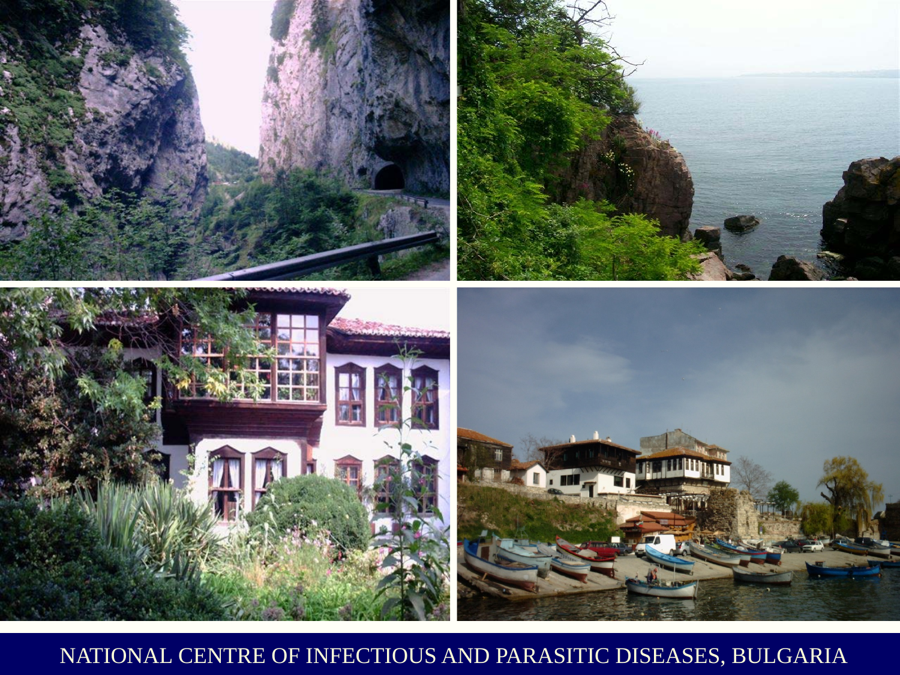NATIONAL CENTRE OF INFECTIOUS AND PARASITIC DISEASES, BULGARIA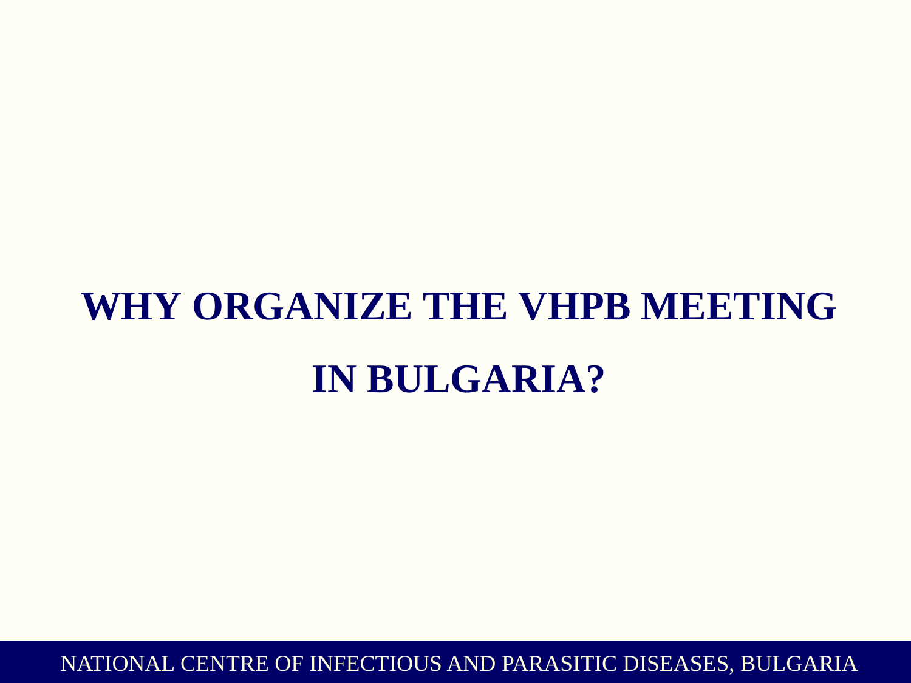# WHY ORGANIZE THE VHPB MEETING IN BULGARIA?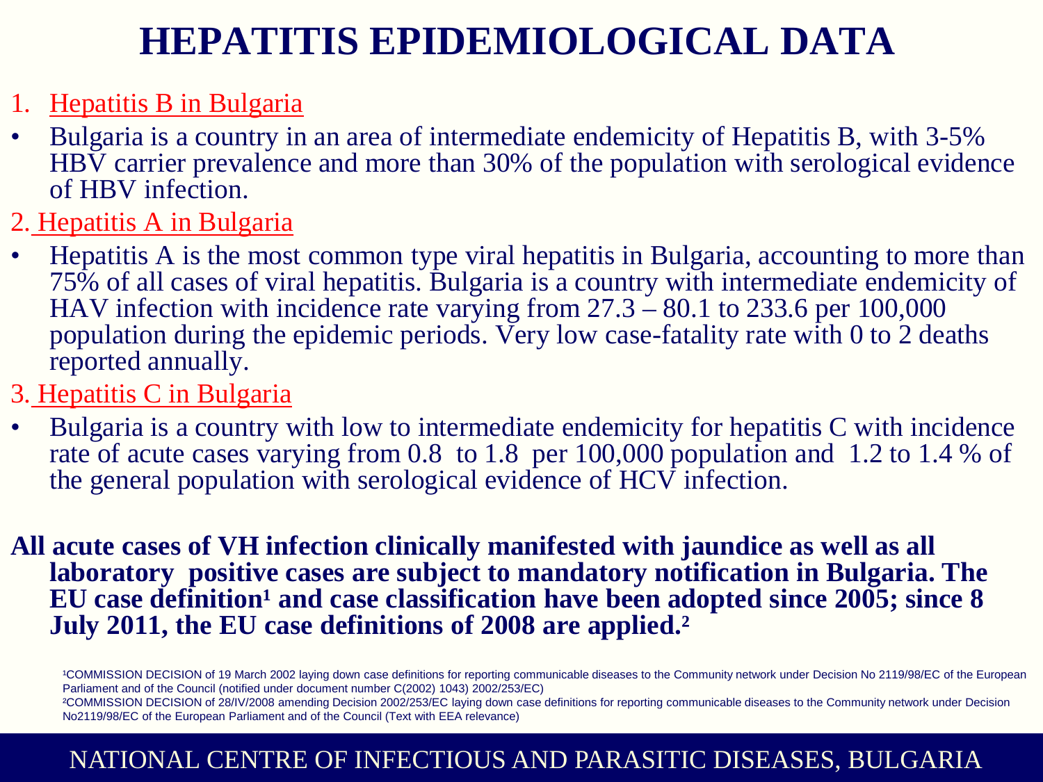# HEPATITIS EPIDEMIOLOGICAL DATA

1. Hepatitis B in Bulgaria

- Bulgaria is a country in an area of intermediate endemicity of Hepatitis B, with 3-5% HBV carrier prevalence and more than 30% of the population with serological evidence of HBV infection.

2. Hepatitis A in Bulgaria

- Hepatitis A is the most common type viral hepatitis in Bulgaria, accounting to more than 75% of all cases of viral hepatitis. Bulgaria is a country with intermediate endemicity of HAV infection with incidence rate varying from 27.3 – 80.1 to 233.6 per 100,000 population during the epidemic periods. Very low case-fatality rate with 0 to 2 deaths reported annually.

3. Hepatitis C in Bulgaria

- Bulgaria is a country with low to intermediate endemicity for hepatitis C with incidence rate of acute cases varying from 0.8 to 1.8 per 100,000 population and 1.2 to 1.4 % of the general population with serological evidence of HCV infection.

**All acute cases of VH infection clinically manifested with jaundice as well as all laboratory positive cases are subject to mandatory notification in Bulgaria. The EU case definition[1] and case classification have been adopted since 2005; since 8 July 2011, the EU case definitions of 2008 are applied.[2]**

[1]COMMISSION DECISION of 19 March 2002 laying down case definitions for reporting communicable diseases to the Community network under Decision No 2119/98/EC of the European Parliament and of the Council (notified under document number C(2002) 1043) 2002/253/EC)

[2]COMMISSION DECISION of 28/IV/2008 amending Decision 2002/253/EC laying down case definitions for reporting communicable diseases to the Community network under Decision No2119/98/EC of the European Parliament and of the Council (Text with EEA relevance)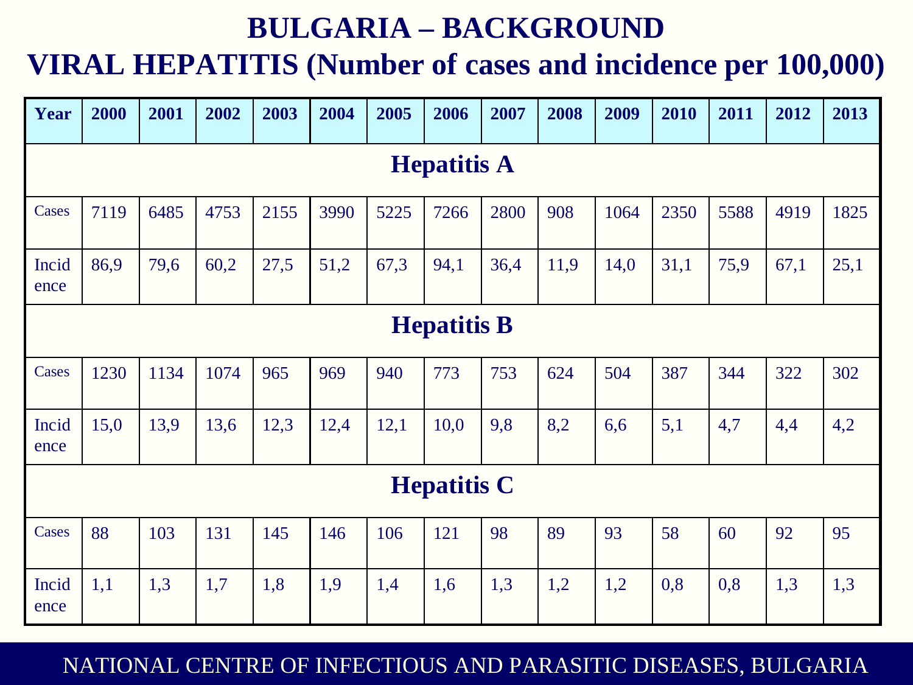# BULGARIA – BACKGROUND

## VIRAL HEPATITIS (Number of cases and incidence per 100,000)

| Year | 2000 | 2001 | 2002 | 2003 | 2004 | 2005 | 2006 | 2007 | 2008 | 2009 | 2010 | 2011 | 2012 | 2013 |
|---|---|---|---|---|---|---|---|---|---|---|---|---|---|---|
| **Hepatitis A** | | | | | | | | | | | | | | |
| Cases | 7119 | 6485 | 4753 | 2155 | 3990 | 5225 | 7266 | 2800 | 908 | 1064 | 2350 | 5588 | 4919 | 1825 |
| Incidence | 86,9 | 79,6 | 60,2 | 27,5 | 51,2 | 67,3 | 94,1 | 36,4 | 11,9 | 14,0 | 31,1 | 75,9 | 67,1 | 25,1 |
| **Hepatitis B** | | | | | | | | | | | | | | |
| Cases | 1230 | 1134 | 1074 | 965 | 969 | 940 | 773 | 753 | 624 | 504 | 387 | 344 | 322 | 302 |
| Incidence | 15,0 | 13,9 | 13,6 | 12,3 | 12,4 | 12,1 | 10,0 | 9,8 | 8,2 | 6,6 | 5,1 | 4,7 | 4,4 | 4,2 |
| **Hepatitis C** | | | | | | | | | | | | | | |
| Cases | 88 | 103 | 131 | 145 | 146 | 106 | 121 | 98 | 89 | 93 | 58 | 60 | 92 | 95 |
| Incidence | 1,1 | 1,3 | 1,7 | 1,8 | 1,9 | 1,4 | 1,6 | 1,3 | 1,2 | 1,2 | 0,8 | 0,8 | 1,3 | 1,3 |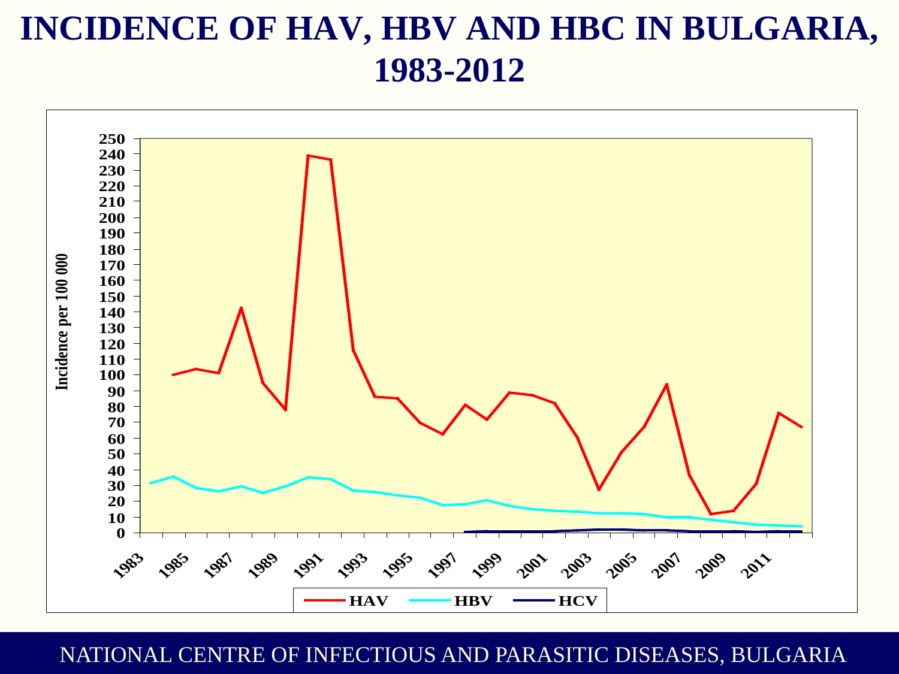# INCIDENCE OF HAV, HBV AND HBC IN BULGARIA, 1983-2012

Incidence per 100 000

250
240
230
220
210
200
190
180
170
160
150
140
130
120
110
100
90
80
70
60
50
40
30
20
10
0

1983 1985 1987 1989 1991 1993 1995 1997 1999 2001 2003 2005 2007 2009 2011

HAV HBV HCV

NATIONAL CENTRE OF INFECTIOUS AND PARASITIC DISEASES, BULGARIA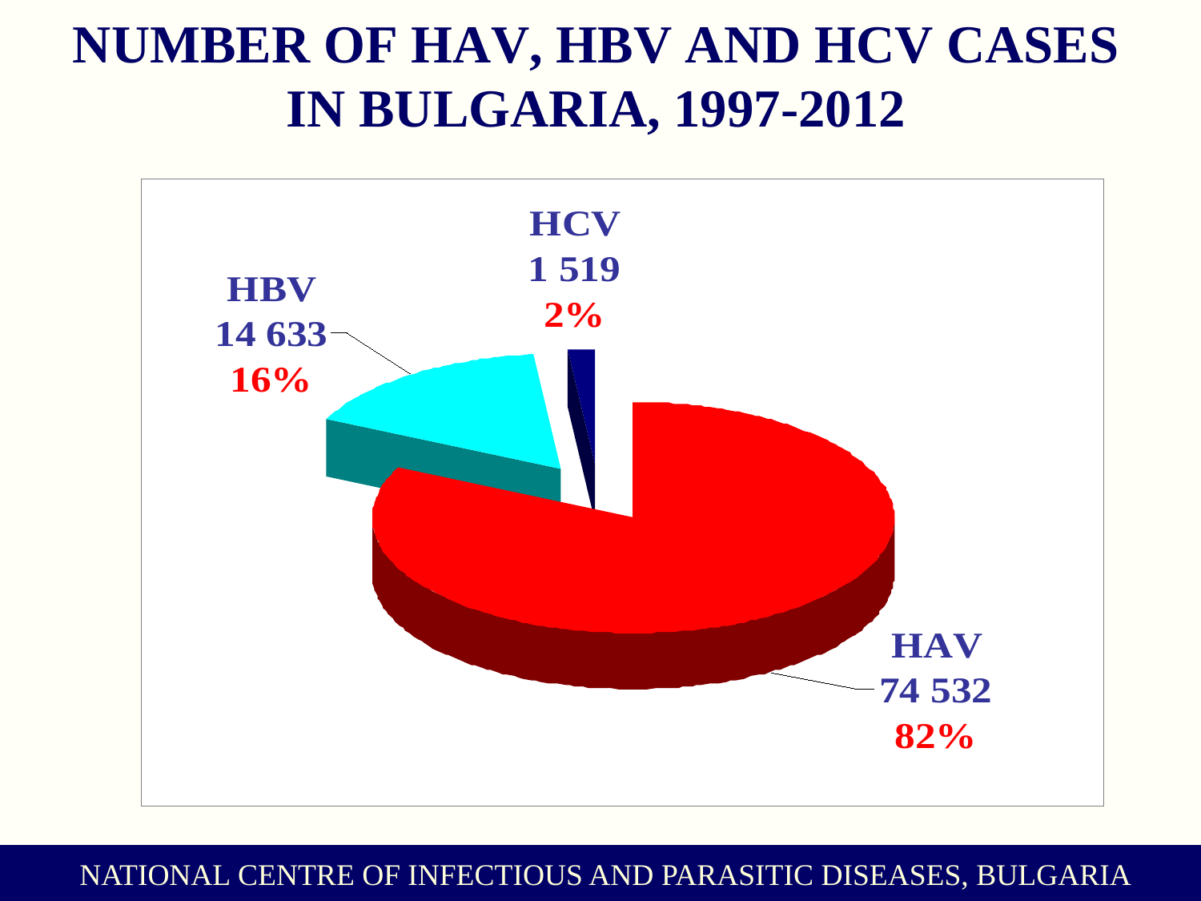# NUMBER OF HAV, HBV AND HCV CASES IN BULGARIA, 1997-2012

HCV
1 519
2%

HBV
14 633
16%

HAV
74 532
82%

NATIONAL CENTRE OF INFECTIOUS AND PARASITIC DISEASES, BULGARIA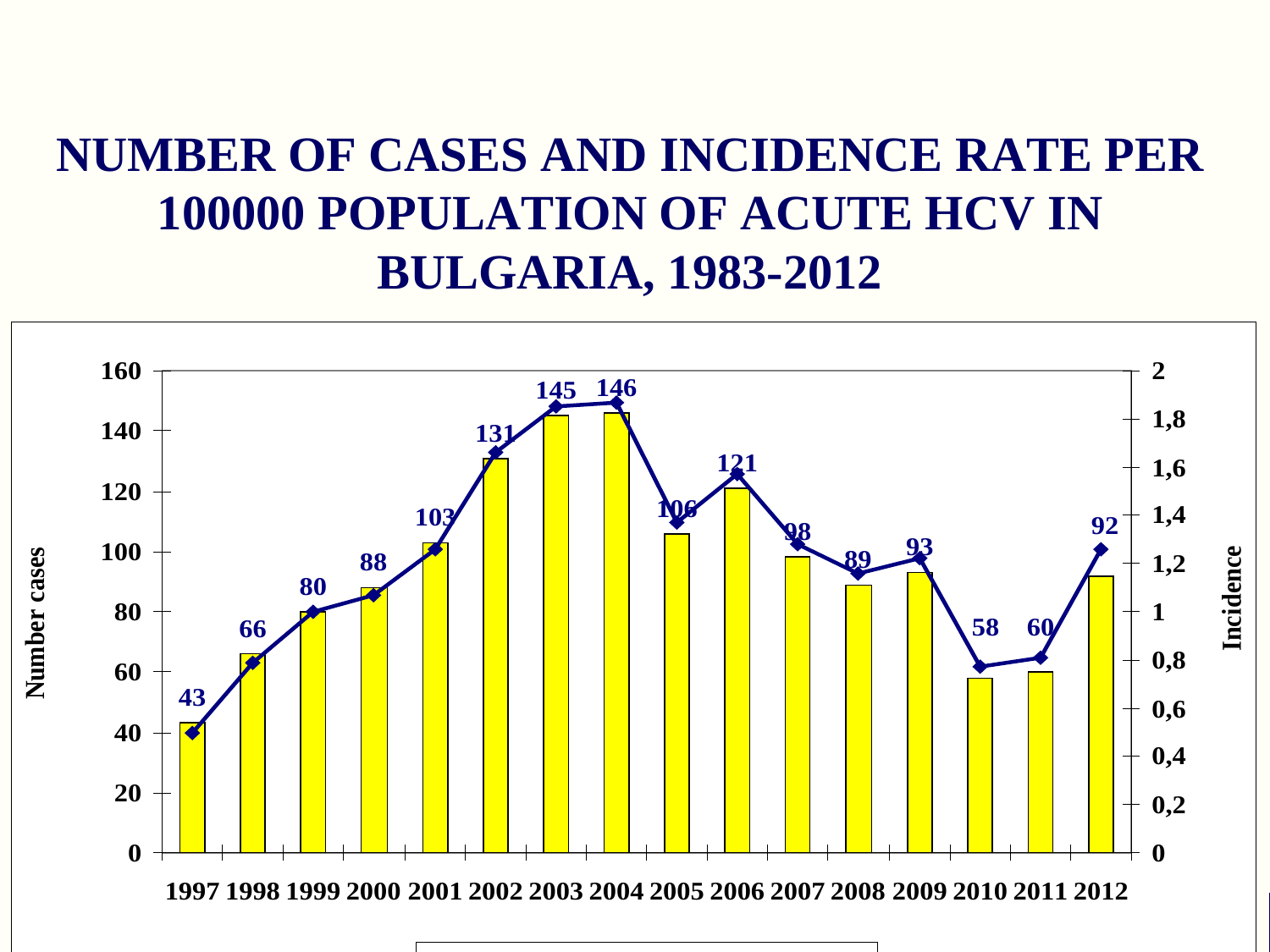# NUMBER OF CASES AND INCIDENCE RATE PER 100000 POPULATION OF ACUTE HCV IN BULGARIA, 1983-2012

| Year | Number cases |
|---|---|
| 1997 | 43 |
| 1998 | 66 |
| 1999 | 80 |
| 2000 | 88 |
| 2001 | 103 |
| 2002 | 131 |
| 2003 | 145 |
| 2004 | 146 |
| 2005 | 106 |
| 2006 | 121 |
| 2007 | 98 |
| 2008 | 89 |
| 2009 | 93 |
| 2010 | 58 |
| 2011 | 60 |
| 2012 | 92 |

Number cases (left axis: 0–160); Incidence (right axis: 0–2)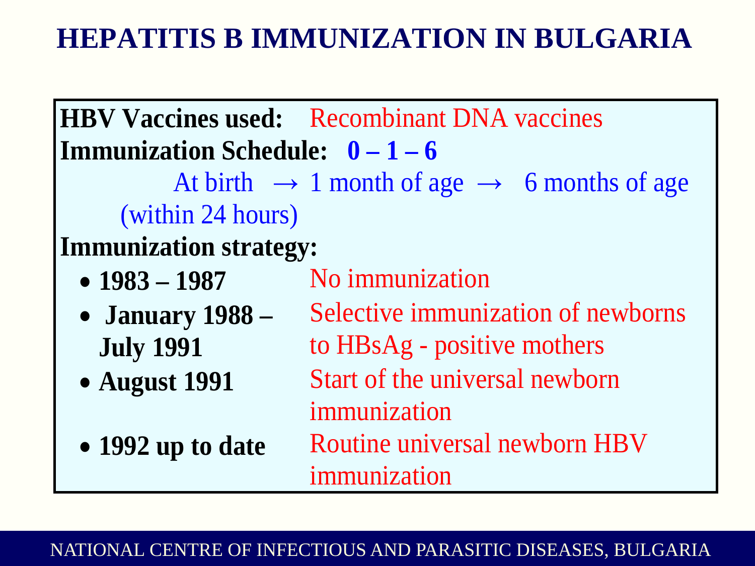# HEPATITIS B IMMUNIZATION IN BULGARIA

**HBV Vaccines used:** Recombinant DNA vaccines

**Immunization Schedule:** **0 – 1 – 6**

At birth (within 24 hours) → 1 month of age → 6 months of age

**Immunization strategy:**

- **1983 – 1987** No immunization
- **January 1988 – July 1991** Selective immunization of newborns to HBsAg - positive mothers
- **August 1991** Start of the universal newborn immunization
- **1992 up to date** Routine universal newborn HBV immunization

NATIONAL CENTRE OF INFECTIOUS AND PARASITIC DISEASES, BULGARIA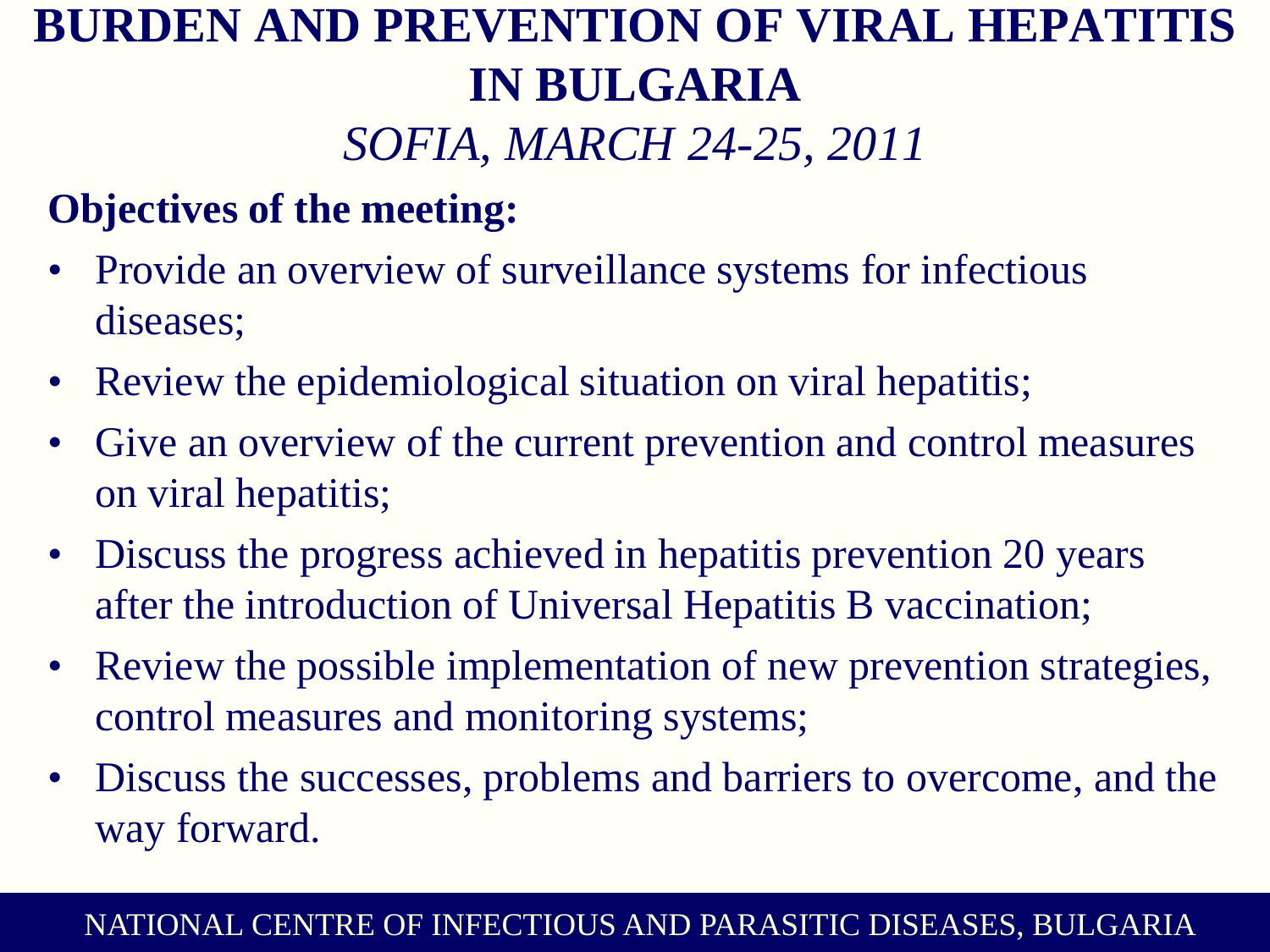# BURDEN AND PREVENTION OF VIRAL HEPATITIS IN BULGARIA

*SOFIA, MARCH 24-25, 2011*

**Objectives of the meeting:**

- Provide an overview of surveillance systems for infectious diseases;
- Review the epidemiological situation on viral hepatitis;
- Give an overview of the current prevention and control measures on viral hepatitis;
- Discuss the progress achieved in hepatitis prevention 20 years after the introduction of Universal Hepatitis B vaccination;
- Review the possible implementation of new prevention strategies, control measures and monitoring systems;
- Discuss the successes, problems and barriers to overcome, and the way forward.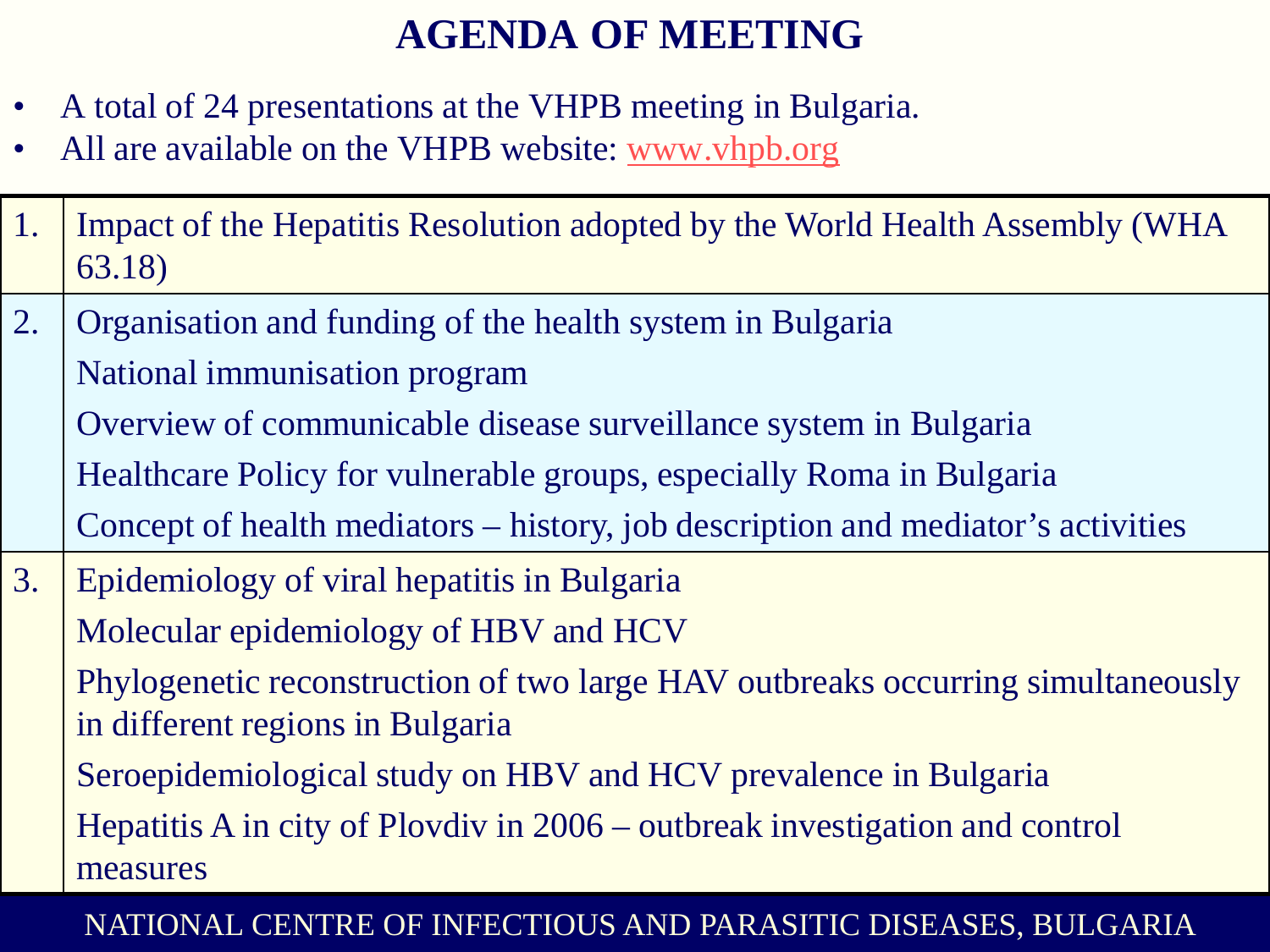# AGENDA OF MEETING

- A total of 24 presentations at the VHPB meeting in Bulgaria.
- All are available on the VHPB website: www.vhpb.org

| | |
|---|---|
| 1. | Impact of the Hepatitis Resolution adopted by the World Health Assembly (WHA 63.18) |
| 2. | Organisation and funding of the health system in Bulgaria<br>National immunisation program<br>Overview of communicable disease surveillance system in Bulgaria<br>Healthcare Policy for vulnerable groups, especially Roma in Bulgaria<br>Concept of health mediators – history, job description and mediator's activities |
| 3. | Epidemiology of viral hepatitis in Bulgaria<br>Molecular epidemiology of HBV and HCV<br>Phylogenetic reconstruction of two large HAV outbreaks occurring simultaneously in different regions in Bulgaria<br>Seroepidemiological study on HBV and HCV prevalence in Bulgaria<br>Hepatitis A in city of Plovdiv in 2006 – outbreak investigation and control measures |

NATIONAL CENTRE OF INFECTIOUS AND PARASITIC DISEASES, BULGARIA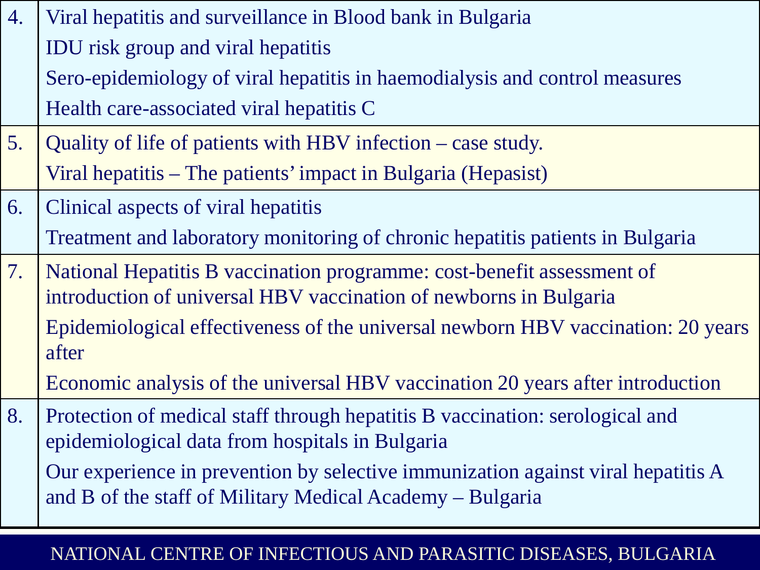| | |
|---|---|
| 4. | Viral hepatitis and surveillance in Blood bank in Bulgaria<br>IDU risk group and viral hepatitis<br>Sero-epidemiology of viral hepatitis in haemodialysis and control measures<br>Health care-associated viral hepatitis C |
| 5. | Quality of life of patients with HBV infection – case study.<br>Viral hepatitis – The patients' impact in Bulgaria (Hepasist) |
| 6. | Clinical aspects of viral hepatitis<br>Treatment and laboratory monitoring of chronic hepatitis patients in Bulgaria |
| 7. | National Hepatitis B vaccination programme: cost-benefit assessment of introduction of universal HBV vaccination of newborns in Bulgaria<br>Epidemiological effectiveness of the universal newborn HBV vaccination: 20 years after<br>Economic analysis of the universal HBV vaccination 20 years after introduction |
| 8. | Protection of medical staff through hepatitis B vaccination: serological and epidemiological data from hospitals in Bulgaria<br>Our experience in prevention by selective immunization against viral hepatitis A and B of the staff of Military Medical Academy – Bulgaria |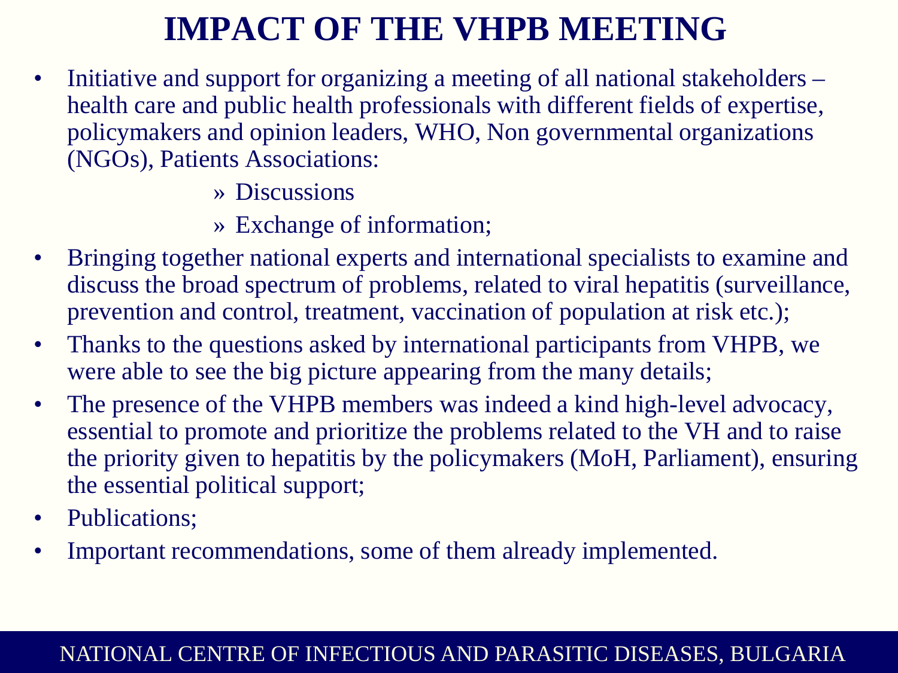# IMPACT OF THE VHPB MEETING

- Initiative and support for organizing a meeting of all national stakeholders – health care and public health professionals with different fields of expertise, policymakers and opinion leaders, WHO, Non governmental organizations (NGOs), Patients Associations:
  - » Discussions
  - » Exchange of information;
- Bringing together national experts and international specialists to examine and discuss the broad spectrum of problems, related to viral hepatitis (surveillance, prevention and control, treatment, vaccination of population at risk etc.);
- Thanks to the questions asked by international participants from VHPB, we were able to see the big picture appearing from the many details;
- The presence of the VHPB members was indeed a kind high-level advocacy, essential to promote and prioritize the problems related to the VH and to raise the priority given to hepatitis by the policymakers (MoH, Parliament), ensuring the essential political support;
- Publications;
- Important recommendations, some of them already implemented.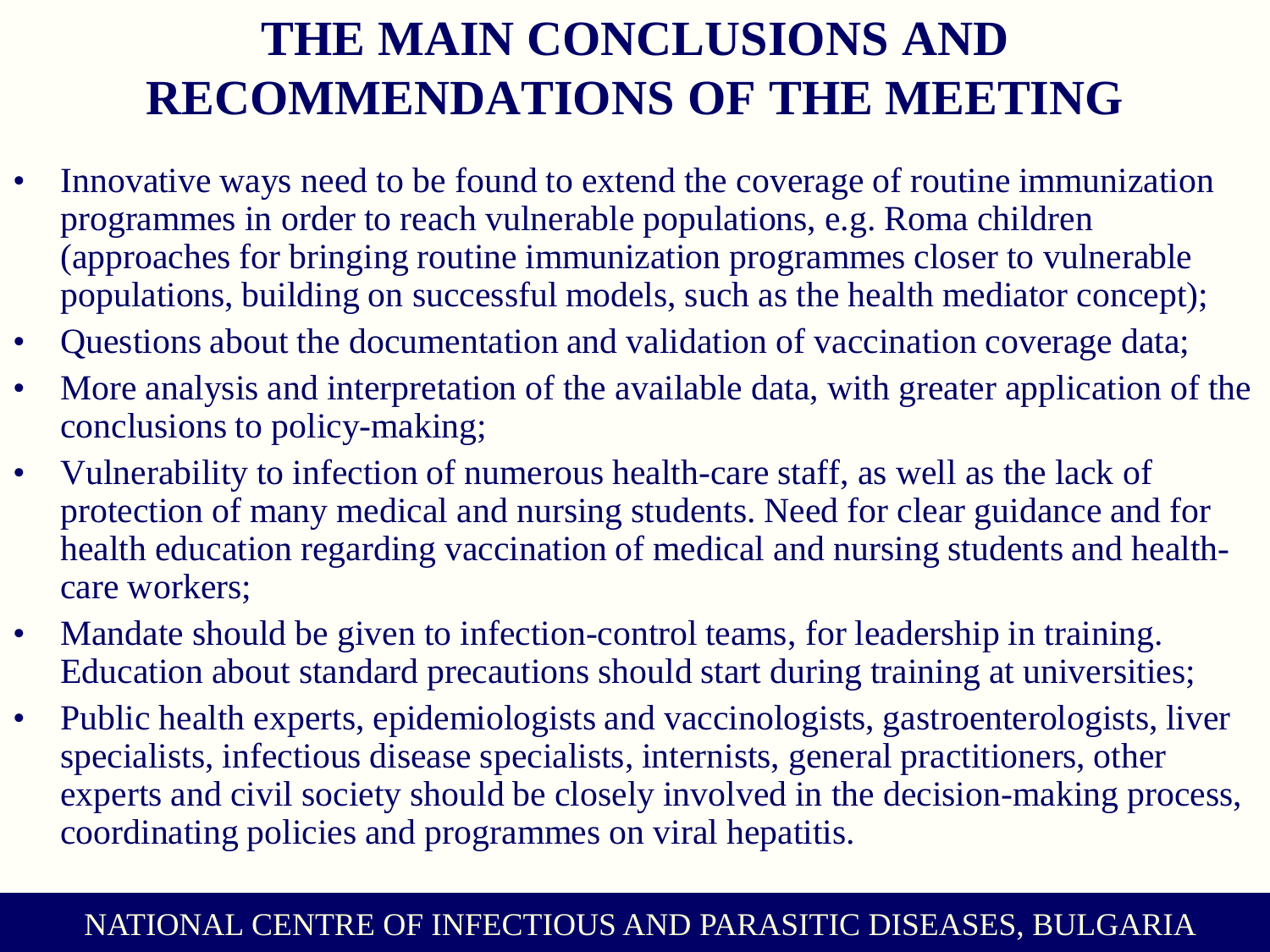# THE MAIN CONCLUSIONS AND RECOMMENDATIONS OF THE MEETING

- Innovative ways need to be found to extend the coverage of routine immunization programmes in order to reach vulnerable populations, e.g. Roma children (approaches for bringing routine immunization programmes closer to vulnerable populations, building on successful models, such as the health mediator concept);
- Questions about the documentation and validation of vaccination coverage data;
- More analysis and interpretation of the available data, with greater application of the conclusions to policy-making;
- Vulnerability to infection of numerous health-care staff, as well as the lack of protection of many medical and nursing students. Need for clear guidance and for health education regarding vaccination of medical and nursing students and health-care workers;
- Mandate should be given to infection-control teams, for leadership in training. Education about standard precautions should start during training at universities;
- Public health experts, epidemiologists and vaccinologists, gastroenterologists, liver specialists, infectious disease specialists, internists, general practitioners, other experts and civil society should be closely involved in the decision-making process, coordinating policies and programmes on viral hepatitis.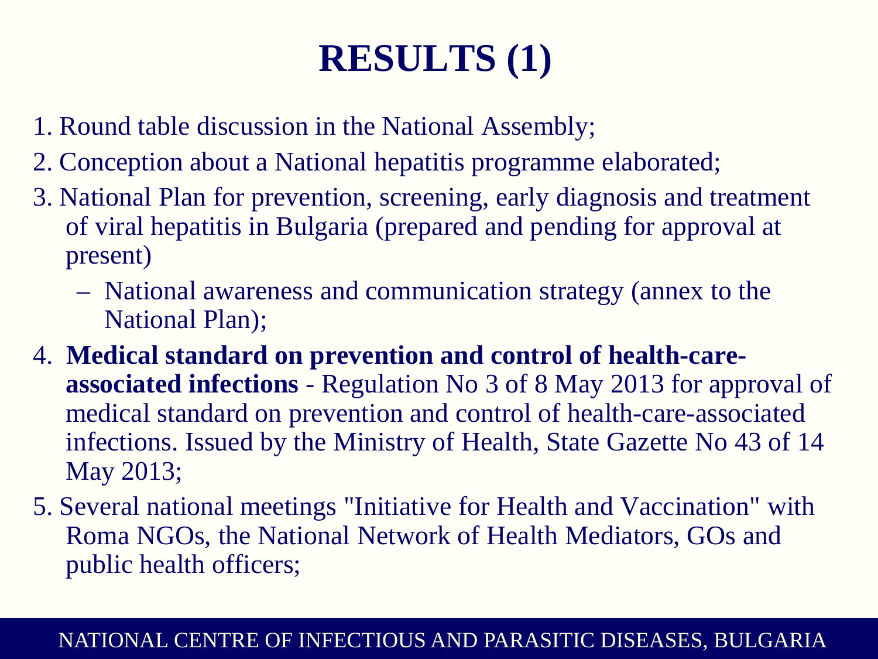# RESULTS (1)

1. Round table discussion in the National Assembly;
2. Conception about a National hepatitis programme elaborated;
3. National Plan for prevention, screening, early diagnosis and treatment of viral hepatitis in Bulgaria (prepared and pending for approval at present)
   - National awareness and communication strategy (annex to the National Plan);
4. **Medical standard on prevention and control of health-care-associated infections** - Regulation No 3 of 8 May 2013 for approval of medical standard on prevention and control of health-care-associated infections. Issued by the Ministry of Health, State Gazette No 43 of 14 May 2013;
5. Several national meetings "Initiative for Health and Vaccination" with Roma NGOs, the National Network of Health Mediators, GOs and public health officers;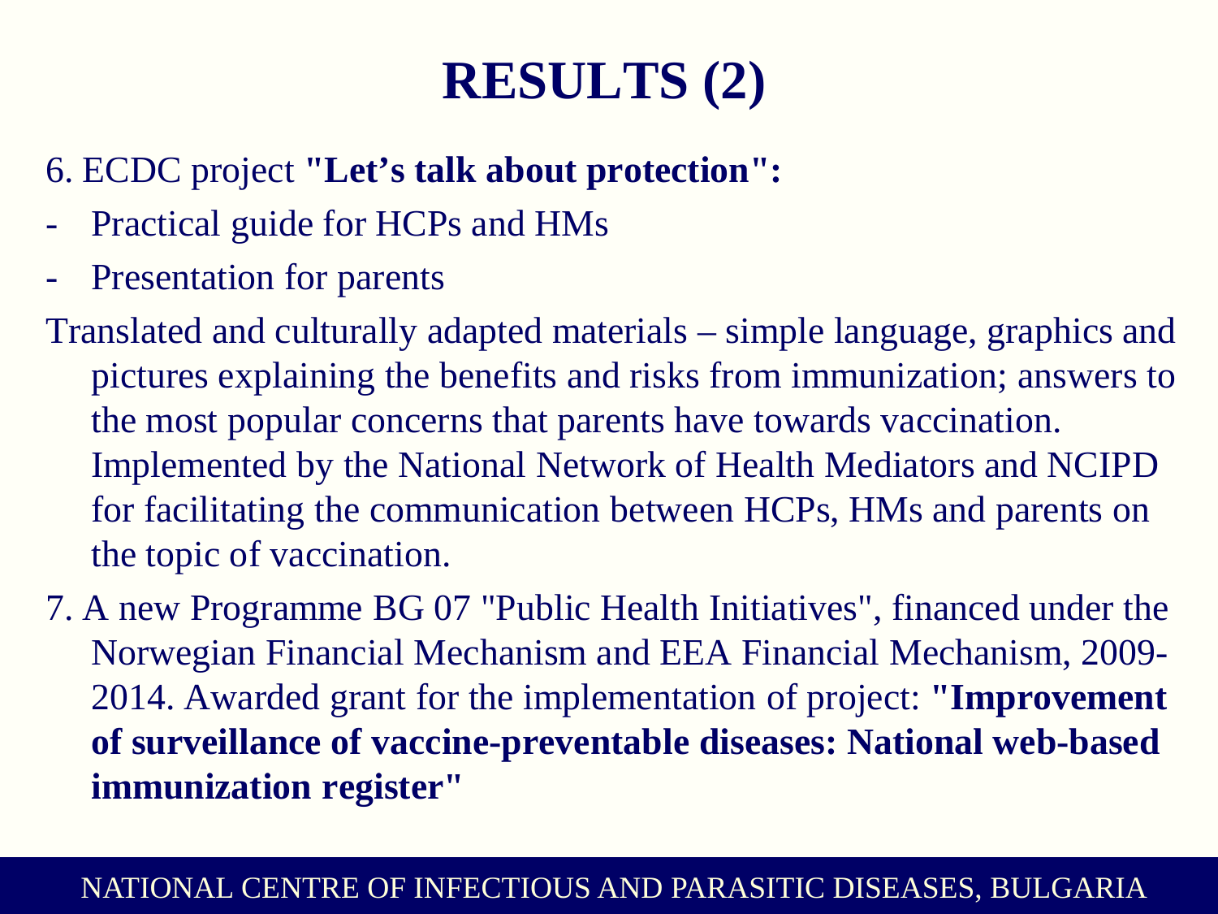# RESULTS (2)

6. ECDC project **"Let's talk about protection":**

- Practical guide for HCPs and HMs
- Presentation for parents

Translated and culturally adapted materials – simple language, graphics and pictures explaining the benefits and risks from immunization; answers to the most popular concerns that parents have towards vaccination. Implemented by the National Network of Health Mediators and NCIPD for facilitating the communication between HCPs, HMs and parents on the topic of vaccination.

7. A new Programme BG 07 "Public Health Initiatives", financed under the Norwegian Financial Mechanism and EEA Financial Mechanism, 2009-2014. Awarded grant for the implementation of project: **"Improvement of surveillance of vaccine-preventable diseases: National web-based immunization register"**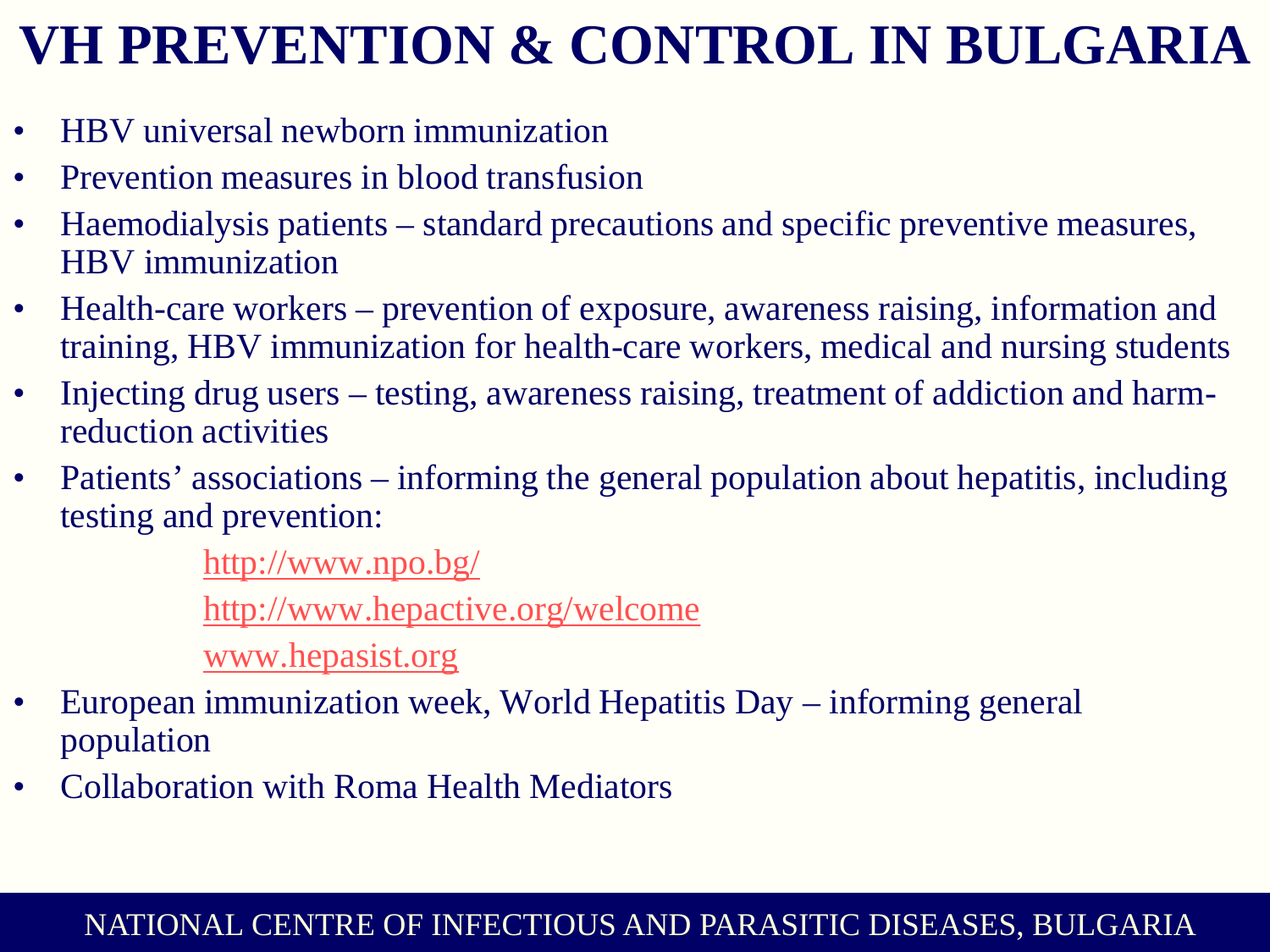# VH PREVENTION & CONTROL IN BULGARIA

- HBV universal newborn immunization
- Prevention measures in blood transfusion
- Haemodialysis patients – standard precautions and specific preventive measures, HBV immunization
- Health-care workers – prevention of exposure, awareness raising, information and training, HBV immunization for health-care workers, medical and nursing students
- Injecting drug users – testing, awareness raising, treatment of addiction and harm-reduction activities
- Patients' associations – informing the general population about hepatitis, including testing and prevention:

  http://www.npo.bg/

  http://www.hepactive.org/welcome

  www.hepasist.org

- European immunization week, World Hepatitis Day – informing general population
- Collaboration with Roma Health Mediators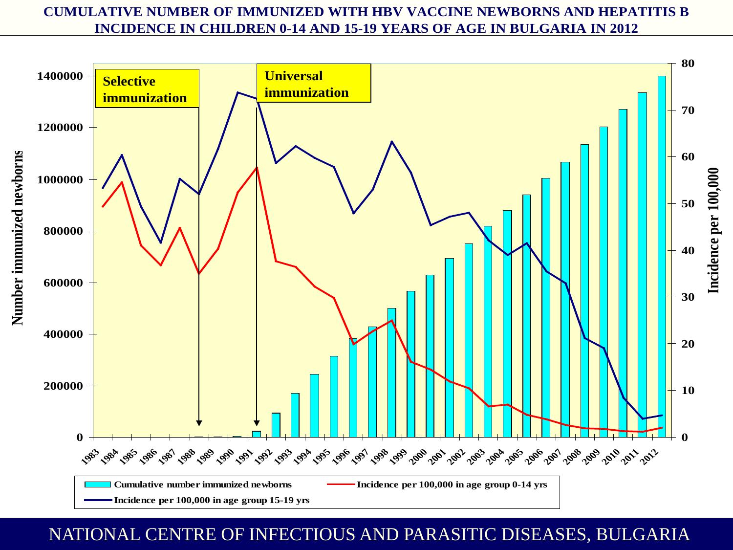# CUMULATIVE NUMBER OF IMMUNIZED WITH HBV VACCINE NEWBORNS AND HEPATITIS B INCIDENCE IN CHILDREN 0-14 AND 15-19 YEARS OF AGE IN BULGARIA IN 2012

Selective immunization

Universal immunization

Number immunized newborns

0
200000
400000
600000
800000
1000000
1200000
1400000

Incidence per 100,000

0
10
20
30
40
50
60
70
80

1983 1984 1985 1986 1987 1988 1989 1990 1991 1992 1993 1994 1995 1996 1997 1998 1999 2000 2001 2002 2003 2004 2005 2006 2007 2008 2009 2010 2011 2012

Cumulative number immunized newborns

Incidence per 100,000 in age group 0-14 yrs

Incidence per 100,000 in age group 15-19 yrs

NATIONAL CENTRE OF INFECTIOUS AND PARASITIC DISEASES, BULGARIA